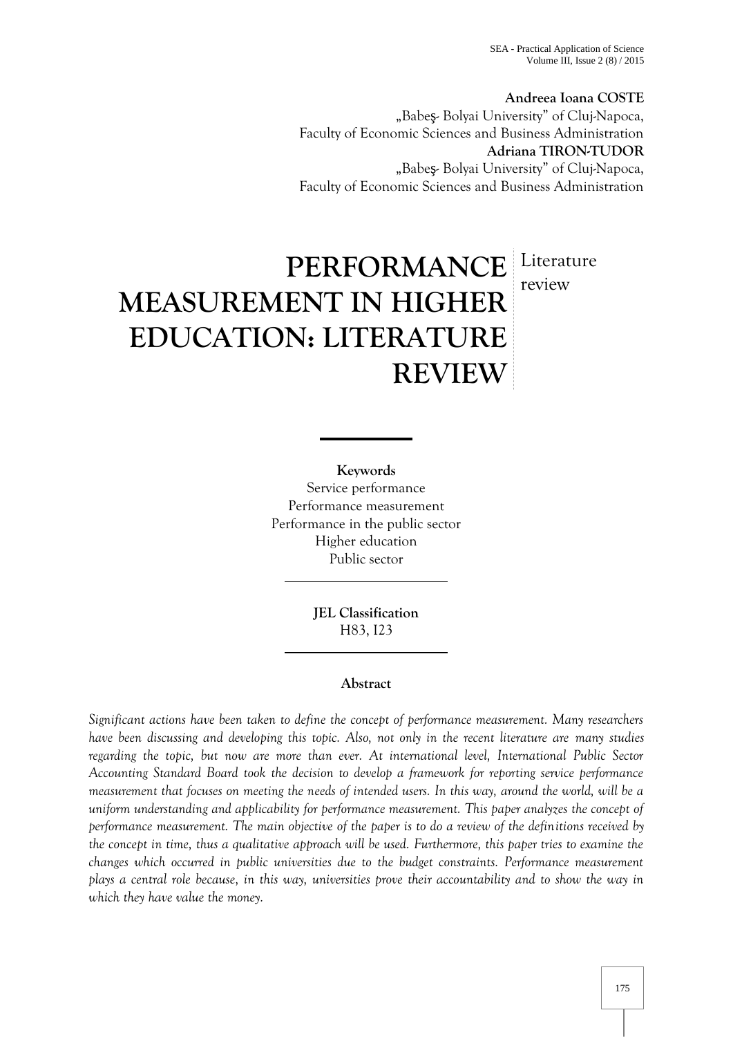**Andreea Ioana COSTE**
„Babeş- Bolyai University" of Cluj-Napoca,
Faculty of Economic Sciences and Business Administration
**Adriana TIRON-TUDOR**
„Babeş- Bolyai University" of Cluj-Napoca,
Faculty of Economic Sciences and Business Administration

# PERFORMANCE MEASUREMENT IN HIGHER EDUCATION: LITERATURE REVIEW

Literature review

**Keywords**
Service performance
Performance measurement
Performance in the public sector
Higher education
Public sector

**JEL Classification**
H83, I23

**Abstract**

*Significant actions have been taken to define the concept of performance measurement. Many researchers have been discussing and developing this topic. Also, not only in the recent literature are many studies regarding the topic, but now are more than ever. At international level, International Public Sector Accounting Standard Board took the decision to develop a framework for reporting service performance measurement that focuses on meeting the needs of intended users. In this way, around the world, will be a uniform understanding and applicability for performance measurement. This paper analyzes the concept of performance measurement. The main objective of the paper is to do a review of the definitions received by the concept in time, thus a qualitative approach will be used. Furthermore, this paper tries to examine the changes which occurred in public universities due to the budget constraints. Performance measurement plays a central role because, in this way, universities prove their accountability and to show the way in which they have value the money.*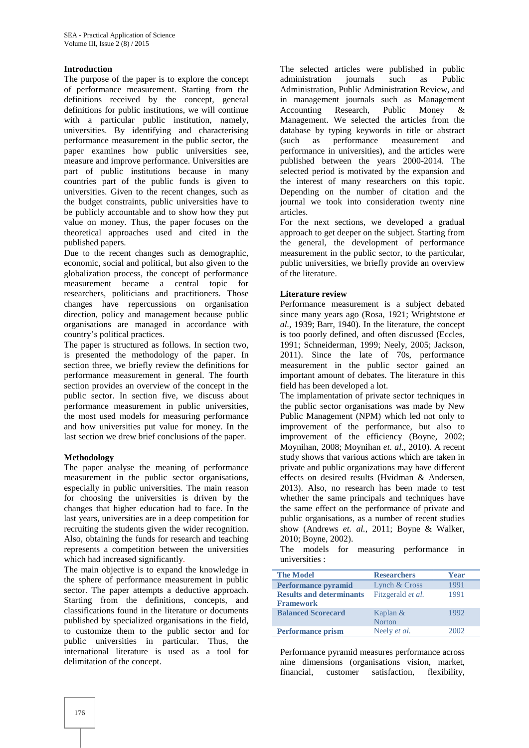## Introduction

The purpose of the paper is to explore the concept of performance measurement. Starting from the definitions received by the concept, general definitions for public institutions, we will continue with a particular public institution, namely, universities. By identifying and characterising performance measurement in the public sector, the paper examines how public universities see, measure and improve performance. Universities are part of public institutions because in many countries part of the public funds is given to universities. Given to the recent changes, such as the budget constraints, public universities have to be publicly accountable and to show how they put value on money. Thus, the paper focuses on the theoretical approaches used and cited in the published papers.

Due to the recent changes such as demographic, economic, social and political, but also given to the globalization process, the concept of performance measurement became a central topic for researchers, politicians and practitioners. Those changes have repercussions on organisation direction, policy and management because public organisations are managed in accordance with country's political practices.

The paper is structured as follows. In section two, is presented the methodology of the paper. In section three, we briefly review the definitions for performance measurement in general. The fourth section provides an overview of the concept in the public sector. In section five, we discuss about performance measurement in public universities, the most used models for measuring performance and how universities put value for money. In the last section we drew brief conclusions of the paper.

## Methodology

The paper analyse the meaning of performance measurement in the public sector organisations, especially in public universities. The main reason for choosing the universities is driven by the changes that higher education had to face. In the last years, universities are in a deep competition for recruiting the students given the wider recognition. Also, obtaining the funds for research and teaching represents a competition between the universities which had increased significantly.

The main objective is to expand the knowledge in the sphere of performance measurement in public sector. The paper attempts a deductive approach. Starting from the definitions, concepts, and classifications found in the literature or documents published by specialized organisations in the field, to customize them to the public sector and for public universities in particular. Thus, the international literature is used as a tool for delimitation of the concept.

The selected articles were published in public administration journals such as Public Administration, Public Administration Review, and in management journals such as Management Accounting Research, Public Money & Management. We selected the articles from the database by typing keywords in title or abstract (such as performance measurement and performance in universities), and the articles were published between the years 2000-2014. The selected period is motivated by the expansion and the interest of many researchers on this topic. Depending on the number of citation and the journal we took into consideration twenty nine articles.

For the next sections, we developed a gradual approach to get deeper on the subject. Starting from the general, the development of performance measurement in the public sector, to the particular, public universities, we briefly provide an overview of the literature.

## Literature review

Performance measurement is a subject debated since many years ago (Rosa, 1921; Wrightstone *et al.*, 1939; Barr, 1940). In the literature, the concept is too poorly defined, and often discussed (Eccles, 1991; Schneiderman, 1999; Neely, 2005; Jackson, 2011). Since the late of 70s, performance measurement in the public sector gained an important amount of debates. The literature in this field has been developed a lot.

The implementation of private sector techniques in the public sector organisations was made by New Public Management (NPM) which led not only to improvement of the performance, but also to improvement of the efficiency (Boyne, 2002; Moynihan, 2008; Moynihan *et. al.*, 2010). A recent study shows that various actions which are taken in private and public organizations may have different effects on desired results (Hvidman & Andersen, 2013). Also, no research has been made to test whether the same principals and techniques have the same effect on the performance of private and public organisations, as a number of recent studies show (Andrews *et. al.*, 2011; Boyne & Walker, 2010; Boyne, 2002).

The models for measuring performance in universities :

| The Model | Researchers | Year |
|---|---|---|
| **Performance pyramid** | Lynch & Cross | 1991 |
| **Results and determinants Framework** | Fitzgerald *et al.* | 1991 |
| **Balanced Scorecard** | Kaplan & Norton | 1992 |
| **Performance prism** | Neely *et al.* | 2002 |

Performance pyramid measures performance across nine dimensions (organisations vision, market, financial, customer satisfaction, flexibility,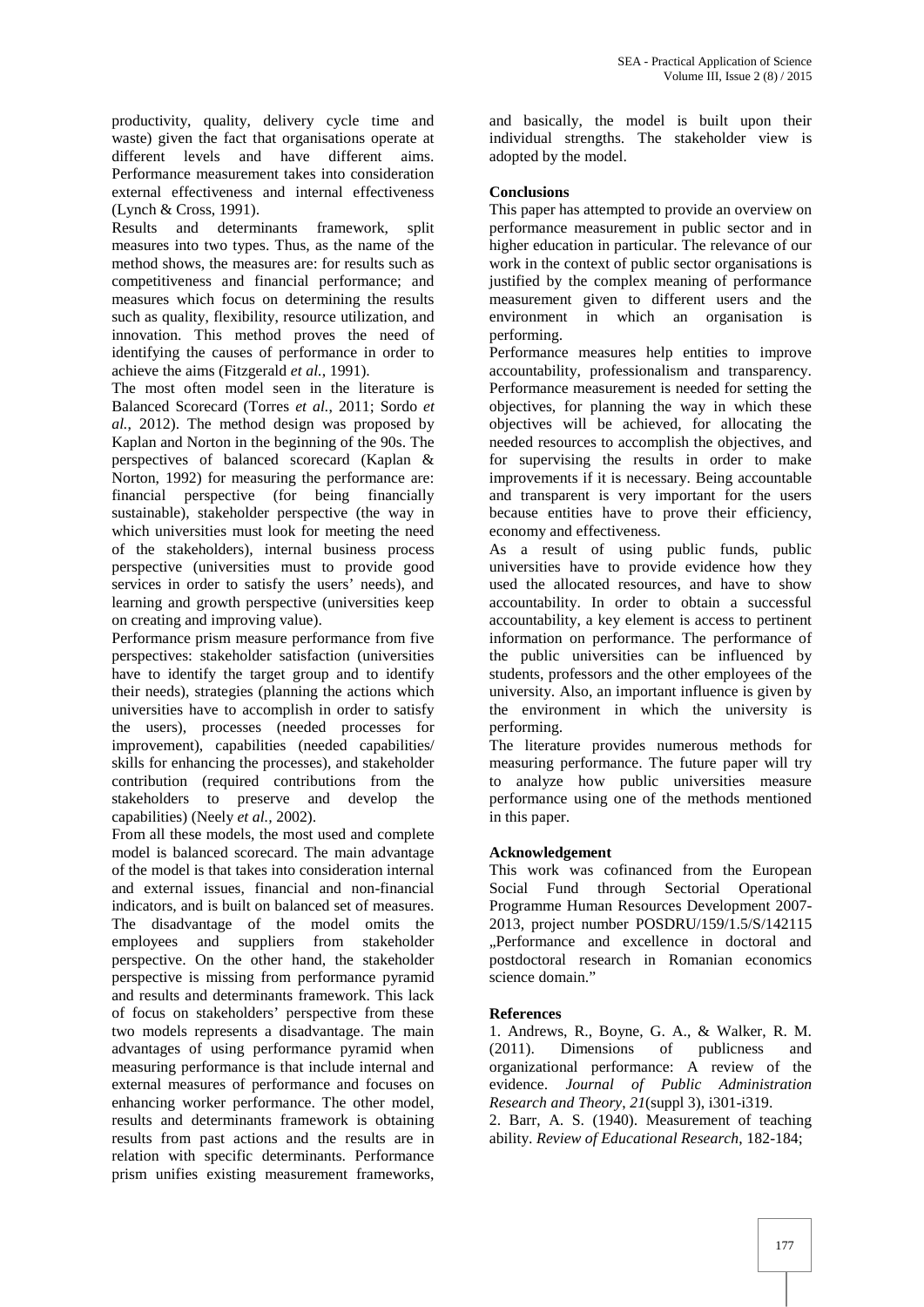productivity, quality, delivery cycle time and waste) given the fact that organisations operate at different levels and have different aims. Performance measurement takes into consideration external effectiveness and internal effectiveness (Lynch & Cross, 1991).

Results and determinants framework, split measures into two types. Thus, as the name of the method shows, the measures are: for results such as competitiveness and financial performance; and measures which focus on determining the results such as quality, flexibility, resource utilization, and innovation. This method proves the need of identifying the causes of performance in order to achieve the aims (Fitzgerald *et al.*, 1991).

The most often model seen in the literature is Balanced Scorecard (Torres *et al.,* 2011; Sordo *et al.,* 2012). The method design was proposed by Kaplan and Norton in the beginning of the 90s. The perspectives of balanced scorecard (Kaplan & Norton, 1992) for measuring the performance are: financial perspective (for being financially sustainable), stakeholder perspective (the way in which universities must look for meeting the need of the stakeholders), internal business process perspective (universities must to provide good services in order to satisfy the users' needs), and learning and growth perspective (universities keep on creating and improving value).

Performance prism measure performance from five perspectives: stakeholder satisfaction (universities have to identify the target group and to identify their needs), strategies (planning the actions which universities have to accomplish in order to satisfy the users), processes (needed processes for improvement), capabilities (needed capabilities/ skills for enhancing the processes), and stakeholder contribution (required contributions from the stakeholders to preserve and develop the capabilities) (Neely *et al.,* 2002).

From all these models, the most used and complete model is balanced scorecard. The main advantage of the model is that takes into consideration internal and external issues, financial and non-financial indicators, and is built on balanced set of measures. The disadvantage of the model omits the employees and suppliers from stakeholder perspective. On the other hand, the stakeholder perspective is missing from performance pyramid and results and determinants framework. This lack of focus on stakeholders' perspective from these two models represents a disadvantage. The main advantages of using performance pyramid when measuring performance is that include internal and external measures of performance and focuses on enhancing worker performance. The other model, results and determinants framework is obtaining results from past actions and the results are in relation with specific determinants. Performance prism unifies existing measurement frameworks, and basically, the model is built upon their individual strengths. The stakeholder view is adopted by the model.

## Conclusions

This paper has attempted to provide an overview on performance measurement in public sector and in higher education in particular. The relevance of our work in the context of public sector organisations is justified by the complex meaning of performance measurement given to different users and the environment in which an organisation is performing.

Performance measures help entities to improve accountability, professionalism and transparency. Performance measurement is needed for setting the objectives, for planning the way in which these objectives will be achieved, for allocating the needed resources to accomplish the objectives, and for supervising the results in order to make improvements if it is necessary. Being accountable and transparent is very important for the users because entities have to prove their efficiency, economy and effectiveness.

As a result of using public funds, public universities have to provide evidence how they used the allocated resources, and have to show accountability. In order to obtain a successful accountability, a key element is access to pertinent information on performance. The performance of the public universities can be influenced by students, professors and the other employees of the university. Also, an important influence is given by the environment in which the university is performing.

The literature provides numerous methods for measuring performance. The future paper will try to analyze how public universities measure performance using one of the methods mentioned in this paper.

## Acknowledgement

This work was cofinanced from the European Social Fund through Sectorial Operational Programme Human Resources Development 2007-2013, project number POSDRU/159/1.5/S/142115 „Performance and excellence in doctoral and postdoctoral research in Romanian economics science domain."

## References

1. Andrews, R., Boyne, G. A., & Walker, R. M. (2011). Dimensions of publicness and organizational performance: A review of the evidence. *Journal of Public Administration Research and Theory*, *21*(suppl 3), i301-i319.
2. Barr, A. S. (1940). Measurement of teaching ability. *Review of Educational Research*, 182-184;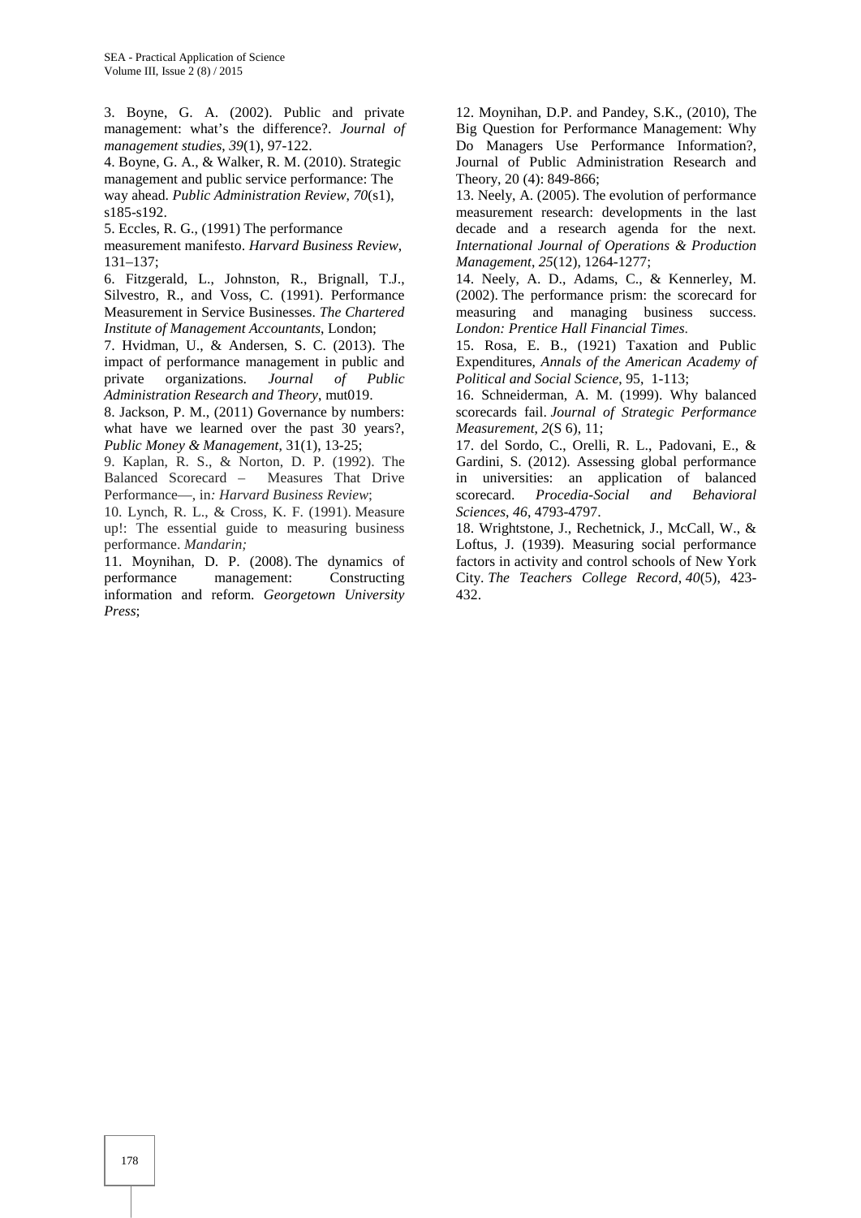3. Boyne, G. A. (2002). Public and private management: what's the difference?. *Journal of management studies*, *39*(1), 97-122.

4. Boyne, G. A., & Walker, R. M. (2010). Strategic management and public service performance: The way ahead. *Public Administration Review*, *70*(s1), s185-s192.

5. Eccles, R. G., (1991) The performance measurement manifesto. *Harvard Business Review*, 131–137;

6. Fitzgerald, L., Johnston, R., Brignall, T.J., Silvestro, R., and Voss, C. (1991). Performance Measurement in Service Businesses. *The Chartered Institute of Management Accountants*, London;

7. Hvidman, U., & Andersen, S. C. (2013). The impact of performance management in public and private organizations. *Journal of Public Administration Research and Theory*, mut019.

8. Jackson, P. M., (2011) Governance by numbers: what have we learned over the past 30 years?, *Public Money & Management*, 31(1), 13-25;

9. Kaplan, R. S., & Norton, D. P. (1992). The Balanced Scorecard – Measures That Drive Performance—, in*: Harvard Business Review*;

10. Lynch, R. L., & Cross, K. F. (1991). Measure up!: The essential guide to measuring business performance. *Mandarin;*

11. Moynihan, D. P. (2008). The dynamics of performance management: Constructing information and reform. *Georgetown University Press*;

12. Moynihan, D.P. and Pandey, S.K., (2010), The Big Question for Performance Management: Why Do Managers Use Performance Information?, Journal of Public Administration Research and Theory, 20 (4): 849-866;

13. Neely, A. (2005). The evolution of performance measurement research: developments in the last decade and a research agenda for the next. *International Journal of Operations & Production Management*, *25*(12), 1264-1277;

14. Neely, A. D., Adams, C., & Kennerley, M. (2002). The performance prism: the scorecard for measuring and managing business success. *London: Prentice Hall Financial Times*.

15. Rosa, E. B., (1921) Taxation and Public Expenditures, *Annals of the American Academy of Political and Social Science*, 95, 1-113;

16. Schneiderman, A. M. (1999). Why balanced scorecards fail. *Journal of Strategic Performance Measurement*, *2*(S 6), 11;

17. del Sordo, C., Orelli, R. L., Padovani, E., & Gardini, S. (2012). Assessing global performance in universities: an application of balanced scorecard. *Procedia-Social and Behavioral Sciences*, *46*, 4793-4797.

18. Wrightstone, J., Rechetnick, J., McCall, W., & Loftus, J. (1939). Measuring social performance factors in activity and control schools of New York City. *The Teachers College Record*, *40*(5), 423-432.